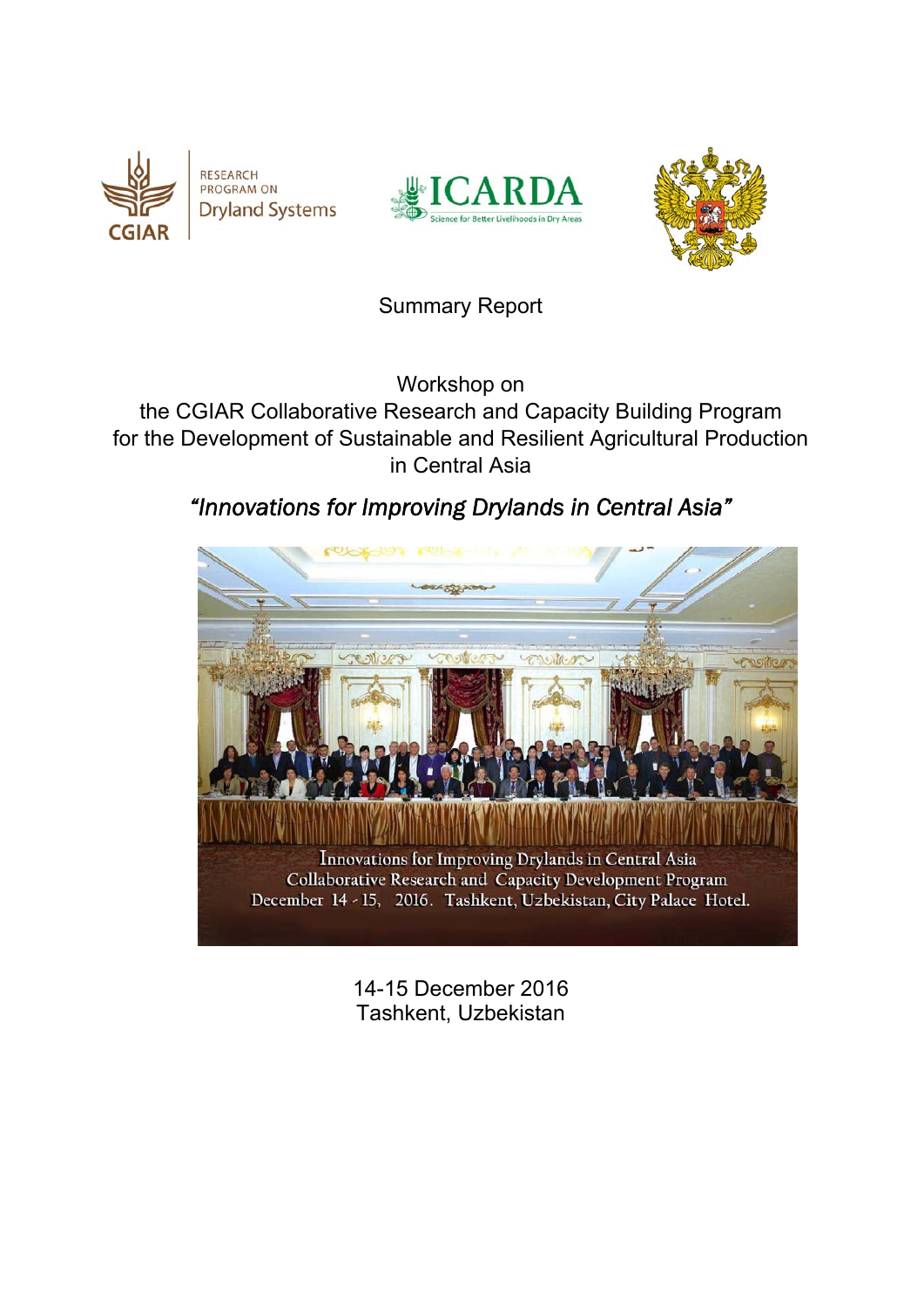RESEARCH PROGRAM ON Dryland Systems

CGIAR

ICARDA

Science for Better Livelihoods in Dry Areas

Summary Report

# Workshop on the CGIAR Collaborative Research and Capacity Building Program for the Development of Sustainable and Resilient Agricultural Production in Central Asia

## *“Innovations for Improving Drylands in Central Asia”*

Innovations for Improving Drylands in Central Asia
Collaborative Research and Capacity Development Program
December 14 - 15, 2016. Tashkent, Uzbekistan, City Palace Hotel.

14-15 December 2016
Tashkent, Uzbekistan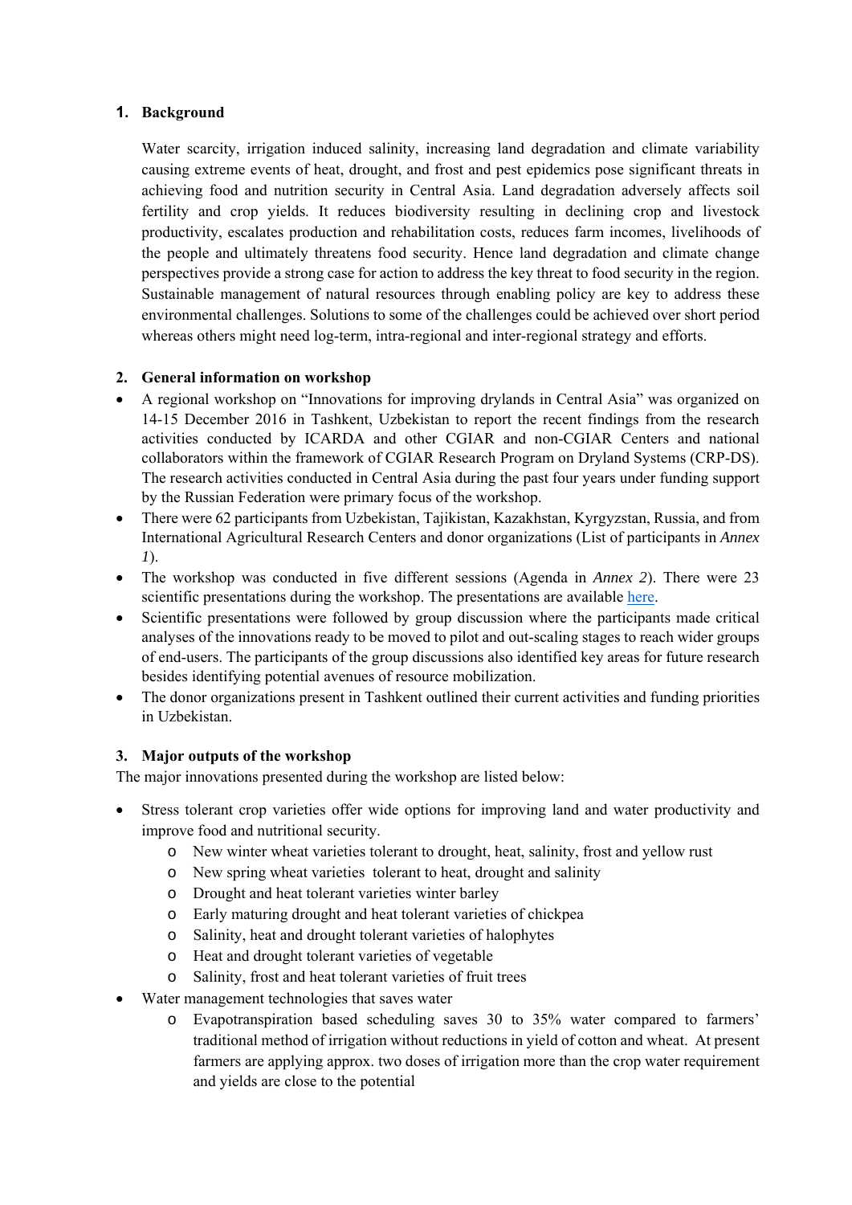## 1. Background

Water scarcity, irrigation induced salinity, increasing land degradation and climate variability causing extreme events of heat, drought, and frost and pest epidemics pose significant threats in achieving food and nutrition security in Central Asia. Land degradation adversely affects soil fertility and crop yields. It reduces biodiversity resulting in declining crop and livestock productivity, escalates production and rehabilitation costs, reduces farm incomes, livelihoods of the people and ultimately threatens food security. Hence land degradation and climate change perspectives provide a strong case for action to address the key threat to food security in the region. Sustainable management of natural resources through enabling policy are key to address these environmental challenges. Solutions to some of the challenges could be achieved over short period whereas others might need log-term, intra-regional and inter-regional strategy and efforts.

## 2. General information on workshop

- A regional workshop on "Innovations for improving drylands in Central Asia" was organized on 14-15 December 2016 in Tashkent, Uzbekistan to report the recent findings from the research activities conducted by ICARDA and other CGIAR and non-CGIAR Centers and national collaborators within the framework of CGIAR Research Program on Dryland Systems (CRP-DS). The research activities conducted in Central Asia during the past four years under funding support by the Russian Federation were primary focus of the workshop.
- There were 62 participants from Uzbekistan, Tajikistan, Kazakhstan, Kyrgyzstan, Russia, and from International Agricultural Research Centers and donor organizations (List of participants in *Annex 1*).
- The workshop was conducted in five different sessions (Agenda in *Annex 2*). There were 23 scientific presentations during the workshop. The presentations are available here.
- Scientific presentations were followed by group discussion where the participants made critical analyses of the innovations ready to be moved to pilot and out-scaling stages to reach wider groups of end-users. The participants of the group discussions also identified key areas for future research besides identifying potential avenues of resource mobilization.
- The donor organizations present in Tashkent outlined their current activities and funding priorities in Uzbekistan.

## 3. Major outputs of the workshop

The major innovations presented during the workshop are listed below:

- Stress tolerant crop varieties offer wide options for improving land and water productivity and improve food and nutritional security.
    - New winter wheat varieties tolerant to drought, heat, salinity, frost and yellow rust
    - New spring wheat varieties tolerant to heat, drought and salinity
    - Drought and heat tolerant varieties winter barley
    - Early maturing drought and heat tolerant varieties of chickpea
    - Salinity, heat and drought tolerant varieties of halophytes
    - Heat and drought tolerant varieties of vegetable
    - Salinity, frost and heat tolerant varieties of fruit trees
- Water management technologies that saves water
    - Evapotranspiration based scheduling saves 30 to 35% water compared to farmers' traditional method of irrigation without reductions in yield of cotton and wheat. At present farmers are applying approx. two doses of irrigation more than the crop water requirement and yields are close to the potential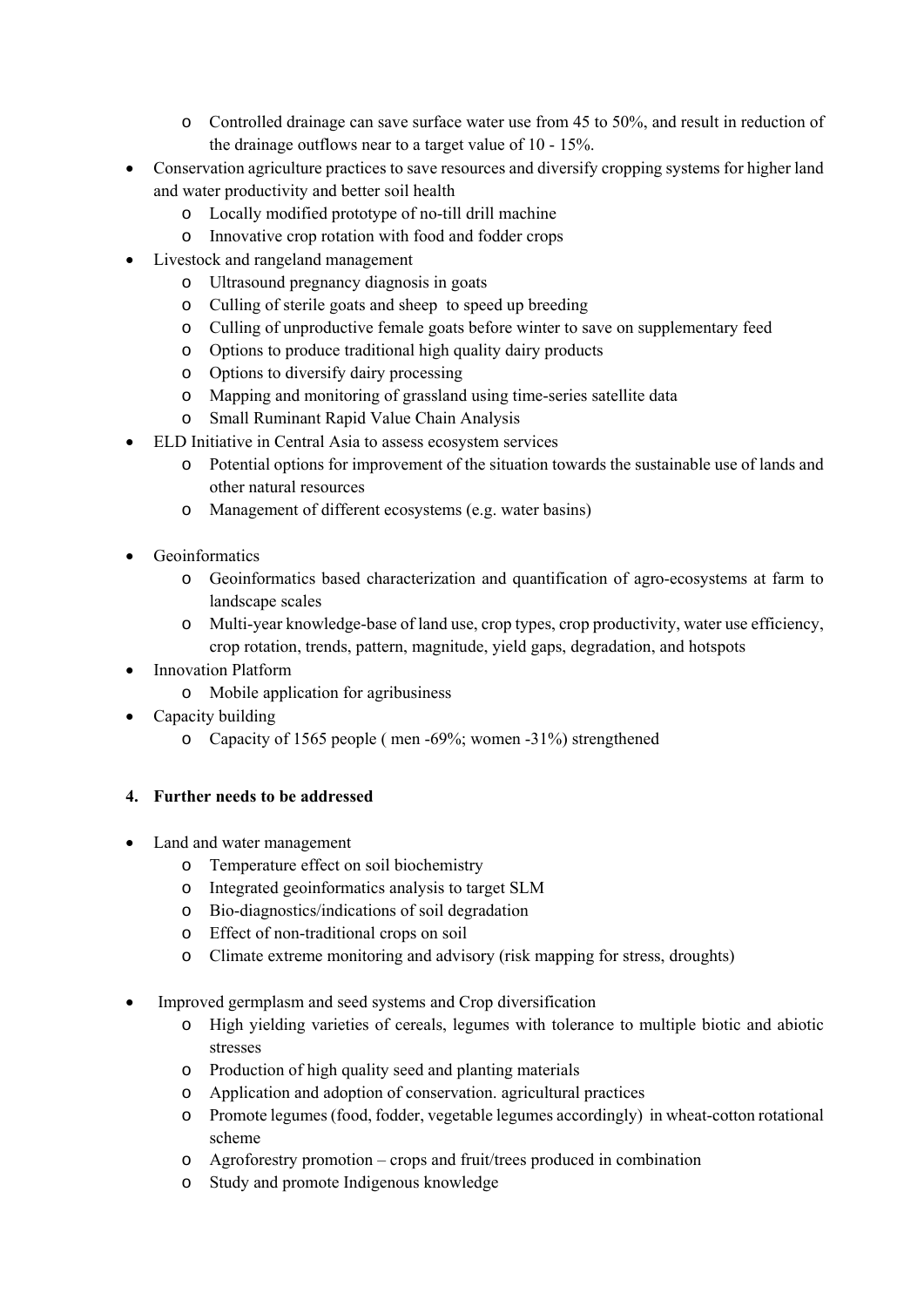- Controlled drainage can save surface water use from 45 to 50%, and result in reduction of the drainage outflows near to a target value of 10 - 15%.
- Conservation agriculture practices to save resources and diversify cropping systems for higher land and water productivity and better soil health
  - Locally modified prototype of no-till drill machine
  - Innovative crop rotation with food and fodder crops
- Livestock and rangeland management
  - Ultrasound pregnancy diagnosis in goats
  - Culling of sterile goats and sheep to speed up breeding
  - Culling of unproductive female goats before winter to save on supplementary feed
  - Options to produce traditional high quality dairy products
  - Options to diversify dairy processing
  - Mapping and monitoring of grassland using time-series satellite data
  - Small Ruminant Rapid Value Chain Analysis
- ELD Initiative in Central Asia to assess ecosystem services
  - Potential options for improvement of the situation towards the sustainable use of lands and other natural resources
  - Management of different ecosystems (e.g. water basins)
- Geoinformatics
  - Geoinformatics based characterization and quantification of agro-ecosystems at farm to landscape scales
  - Multi-year knowledge-base of land use, crop types, crop productivity, water use efficiency, crop rotation, trends, pattern, magnitude, yield gaps, degradation, and hotspots
- Innovation Platform
  - Mobile application for agribusiness
- Capacity building
  - Capacity of 1565 people ( men -69%; women -31%) strengthened

## 4. Further needs to be addressed

- Land and water management
  - Temperature effect on soil biochemistry
  - Integrated geoinformatics analysis to target SLM
  - Bio-diagnostics/indications of soil degradation
  - Effect of non-traditional crops on soil
  - Climate extreme monitoring and advisory (risk mapping for stress, droughts)
- Improved germplasm and seed systems and Crop diversification
  - High yielding varieties of cereals, legumes with tolerance to multiple biotic and abiotic stresses
  - Production of high quality seed and planting materials
  - Application and adoption of conservation. agricultural practices
  - Promote legumes (food, fodder, vegetable legumes accordingly) in wheat-cotton rotational scheme
  - Agroforestry promotion – crops and fruit/trees produced in combination
  - Study and promote Indigenous knowledge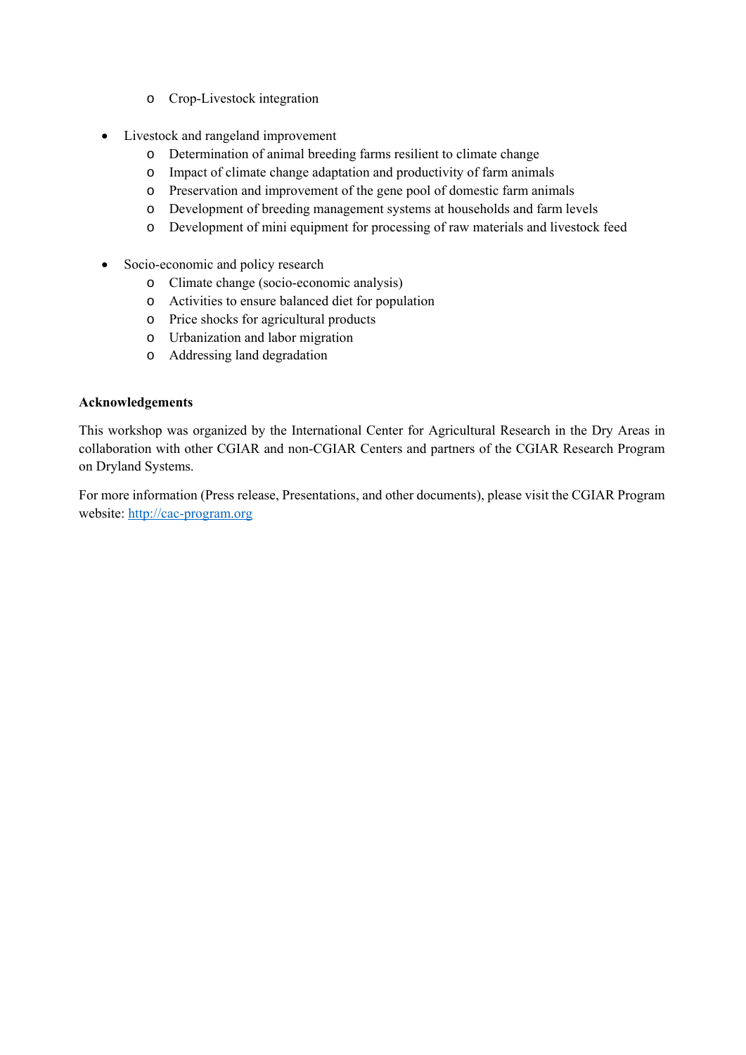- Crop-Livestock integration

- Livestock and rangeland improvement
  - Determination of animal breeding farms resilient to climate change
  - Impact of climate change adaptation and productivity of farm animals
  - Preservation and improvement of the gene pool of domestic farm animals
  - Development of breeding management systems at households and farm levels
  - Development of mini equipment for processing of raw materials and livestock feed

- Socio-economic and policy research
  - Climate change (socio-economic analysis)
  - Activities to ensure balanced diet for population
  - Price shocks for agricultural products
  - Urbanization and labor migration
  - Addressing land degradation

**Acknowledgements**

This workshop was organized by the International Center for Agricultural Research in the Dry Areas in collaboration with other CGIAR and non-CGIAR Centers and partners of the CGIAR Research Program on Dryland Systems.

For more information (Press release, Presentations, and other documents), please visit the CGIAR Program website: [http://cac-program.org](http://cac-program.org)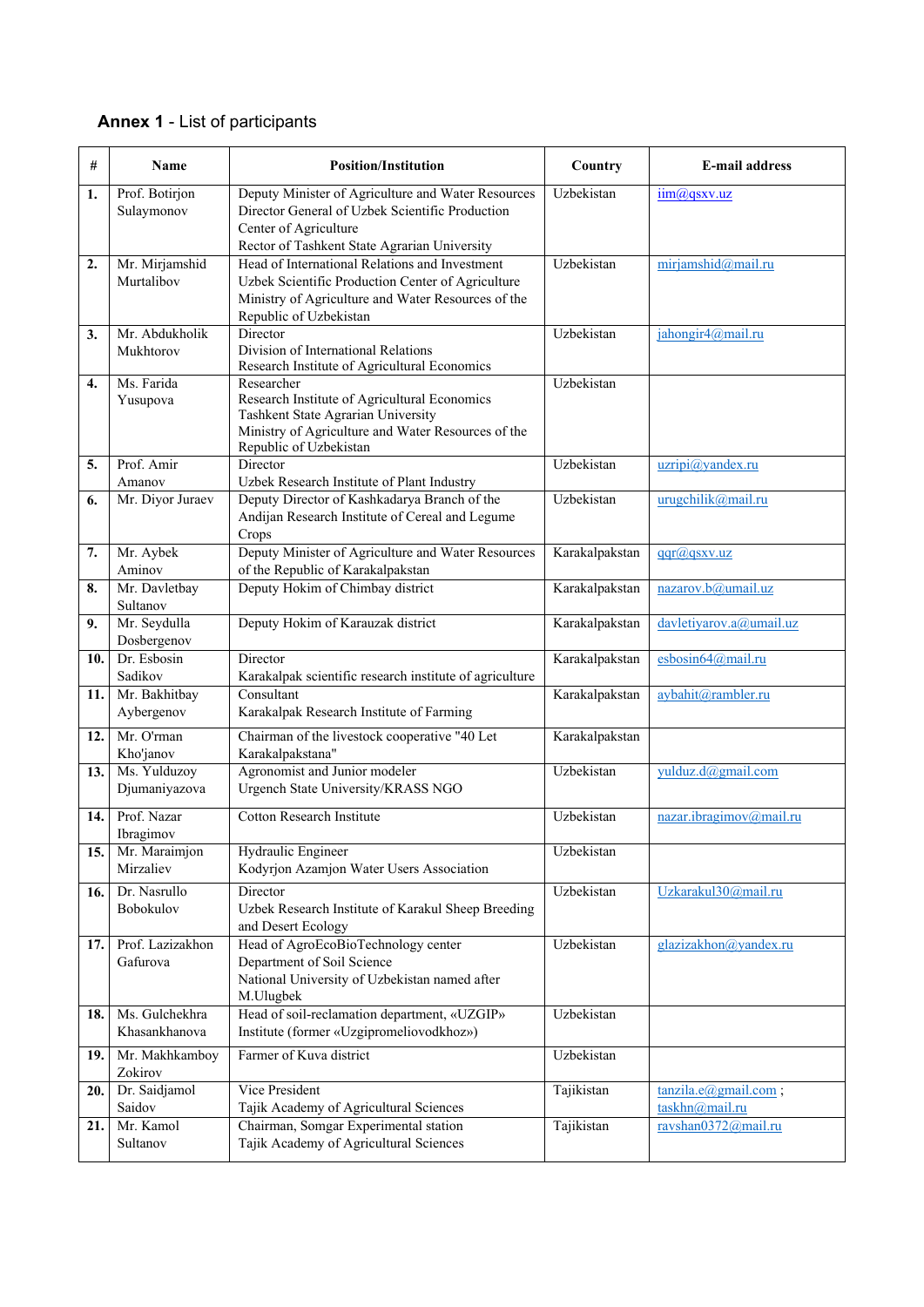**Annex 1** - List of participants

| # | Name | Position/Institution | Country | E-mail address |
|---|---|---|---|---|
| **1.** | Prof. Botirjon Sulaymonov | Deputy Minister of Agriculture and Water Resources<br>Director General of Uzbek Scientific Production Center of Agriculture<br>Rector of Tashkent State Agrarian University | Uzbekistan | iim@qsxv.uz |
| **2.** | Mr. Mirjamshid Murtalibov | Head of International Relations and Investment<br>Uzbek Scientific Production Center of Agriculture<br>Ministry of Agriculture and Water Resources of the Republic of Uzbekistan | Uzbekistan | mirjamshid@mail.ru |
| **3.** | Mr. Abdukholik Mukhtorov | Director<br>Division of International Relations<br>Research Institute of Agricultural Economics | Uzbekistan | jahongir4@mail.ru |
| **4.** | Ms. Farida Yusupova | Researcher<br>Research Institute of Agricultural Economics<br>Tashkent State Agrarian University<br>Ministry of Agriculture and Water Resources of the Republic of Uzbekistan | Uzbekistan | |
| **5.** | Prof. Amir Amanov | Director<br>Uzbek Research Institute of Plant Industry | Uzbekistan | uzripi@yandex.ru |
| **6.** | Mr. Diyor Juraev | Deputy Director of Kashkadarya Branch of the Andijan Research Institute of Cereal and Legume Crops | Uzbekistan | urugchilik@mail.ru |
| **7.** | Mr. Aybek Aminov | Deputy Minister of Agriculture and Water Resources of the Republic of Karakalpakstan | Karakalpakstan | qqr@qsxv.uz |
| **8.** | Mr. Davletbay Sultanov | Deputy Hokim of Chimbay district | Karakalpakstan | nazarov.b@umail.uz |
| **9.** | Mr. Seydulla Dosbergenov | Deputy Hokim of Karauzak district | Karakalpakstan | davletiyarov.a@umail.uz |
| **10.** | Dr. Esbosin Sadikov | Director<br>Karakalpak scientific research institute of agriculture | Karakalpakstan | esbosin64@mail.ru |
| **11.** | Mr. Bakhitbay Aybergenov | Consultant<br>Karakalpak Research Institute of Farming | Karakalpakstan | aybahit@rambler.ru |
| **12.** | Mr. O'rman Kho'janov | Chairman of the livestock cooperative "40 Let Karakalpakstana" | Karakalpakstan | |
| **13.** | Ms. Yulduzoy Djumaniyazova | Agronomist and Junior modeler<br>Urgench State University/KRASS NGO | Uzbekistan | yulduz.d@gmail.com |
| **14.** | Prof. Nazar Ibragimov | Cotton Research Institute | Uzbekistan | nazar.ibragimov@mail.ru |
| **15.** | Mr. Maraimjon Mirzaliev | Hydraulic Engineer<br>Kodyrjon Azamjon Water Users Association | Uzbekistan | |
| **16.** | Dr. Nasrullo Bobokulov | Director<br>Uzbek Research Institute of Karakul Sheep Breeding and Desert Ecology | Uzbekistan | Uzkarakul30@mail.ru |
| **17.** | Prof. Lazizakhon Gafurova | Head of AgroEcoBioTechnology center<br>Department of Soil Science<br>National University of Uzbekistan named after M.Ulugbek | Uzbekistan | glazizakhon@yandex.ru |
| **18.** | Ms. Gulchekhra Khasankhanova | Head of soil-reclamation department, «UZGIP» Institute (former «Uzgipromeliovodkhoz») | Uzbekistan | |
| **19.** | Mr. Makhkamboy Zokirov | Farmer of Kuva district | Uzbekistan | |
| **20.** | Dr. Saidjamol Saidov | Vice President<br>Tajik Academy of Agricultural Sciences | Tajikistan | tanzila.e@gmail.com ; taskhn@mail.ru |
| **21.** | Mr. Kamol Sultanov | Chairman, Somgar Experimental station<br>Tajik Academy of Agricultural Sciences | Tajikistan | ravshan0372@mail.ru |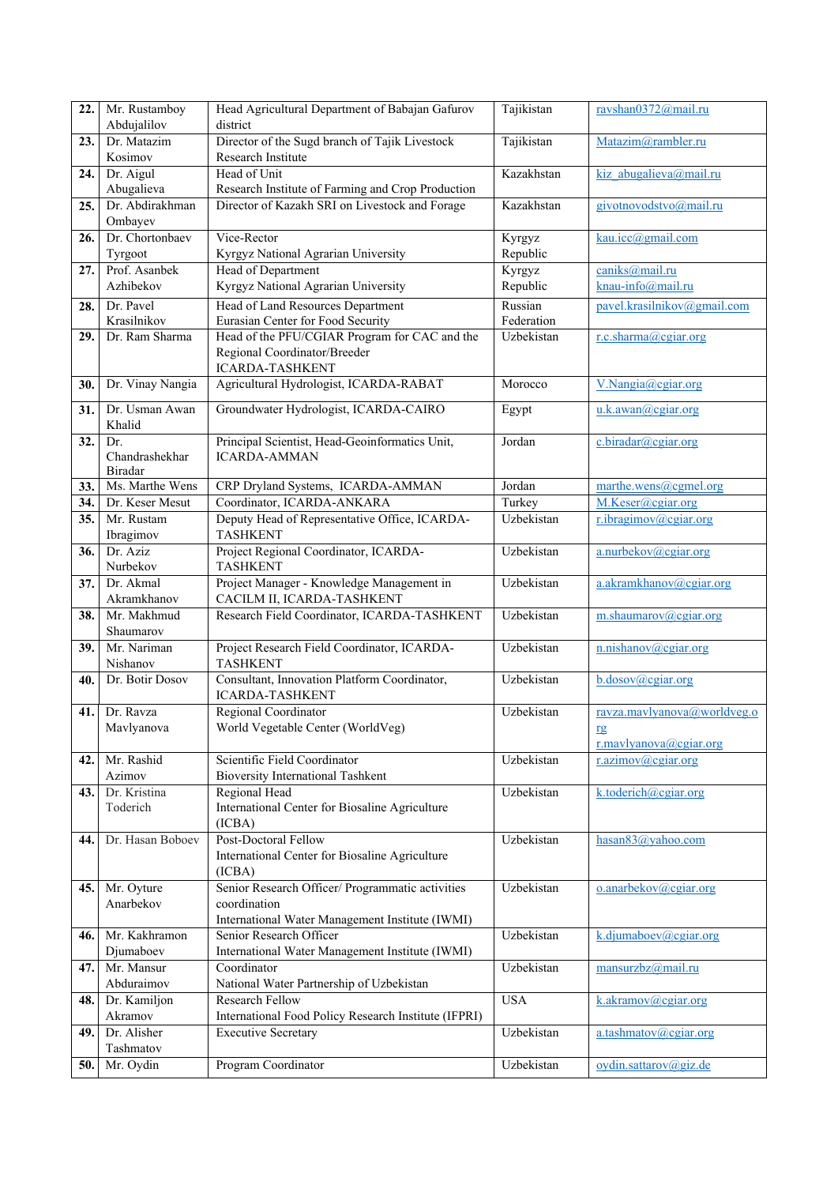| | | | | |
|---|---|---|---|---|
| **22.** | Mr. Rustamboy Abdujalilov | Head Agricultural Department of Babajan Gafurov district | Tajikistan | ravshan0372@mail.ru |
| **23.** | Dr. Matazim Kosimov | Director of the Sugd branch of Tajik Livestock Research Institute | Tajikistan | Matazim@rambler.ru |
| **24.** | Dr. Aigul Abugalieva | Head of Unit<br>Research Institute of Farming and Crop Production | Kazakhstan | kiz_abugalieva@mail.ru |
| **25.** | Dr. Abdirakhman Ombayev | Director of Kazakh SRI on Livestock and Forage | Kazakhstan | givotnovodstvo@mail.ru |
| **26.** | Dr. Chortonbaev Tyrgoot | Vice-Rector<br>Kyrgyz National Agrarian University | Kyrgyz Republic | kau.icc@gmail.com |
| **27.** | Prof. Asanbek Azhibekov | Head of Department<br>Kyrgyz National Agrarian University | Kyrgyz Republic | caniks@mail.ru<br>knau-info@mail.ru |
| **28.** | Dr. Pavel Krasilnikov | Head of Land Resources Department<br>Eurasian Center for Food Security | Russian Federation | pavel.krasilnikov@gmail.com |
| **29.** | Dr. Ram Sharma | Head of the PFU/CGIAR Program for CAC and the Regional Coordinator/Breeder<br>ICARDA-TASHKENT | Uzbekistan | r.c.sharma@cgiar.org |
| **30.** | Dr. Vinay Nangia | Agricultural Hydrologist, ICARDA-RABAT | Morocco | V.Nangia@cgiar.org |
| **31.** | Dr. Usman Awan Khalid | Groundwater Hydrologist, ICARDA-CAIRO | Egypt | u.k.awan@cgiar.org |
| **32.** | Dr. Chandrashekhar Biradar | Principal Scientist, Head-Geoinformatics Unit, ICARDA-AMMAN | Jordan | c.biradar@cgiar.org |
| **33.** | Ms. Marthe Wens | CRP Dryland Systems, ICARDA-AMMAN | Jordan | marthe.wens@cgmel.org |
| **34.** | Dr. Keser Mesut | Coordinator, ICARDA-ANKARA | Turkey | M.Keser@cgiar.org |
| **35.** | Mr. Rustam Ibragimov | Deputy Head of Representative Office, ICARDA-TASHKENT | Uzbekistan | r.ibragimov@cgiar.org |
| **36.** | Dr. Aziz Nurbekov | Project Regional Coordinator, ICARDA-TASHKENT | Uzbekistan | a.nurbekov@cgiar.org |
| **37.** | Dr. Akmal Akramkhanov | Project Manager - Knowledge Management in CACILM II, ICARDA-TASHKENT | Uzbekistan | a.akramkhanov@cgiar.org |
| **38.** | Mr. Makhmud Shaumarov | Research Field Coordinator, ICARDA-TASHKENT | Uzbekistan | m.shaumarov@cgiar.org |
| **39.** | Mr. Nariman Nishanov | Project Research Field Coordinator, ICARDA-TASHKENT | Uzbekistan | n.nishanov@cgiar.org |
| **40.** | Dr. Botir Dosov | Consultant, Innovation Platform Coordinator, ICARDA-TASHKENT | Uzbekistan | b.dosov@cgiar.org |
| **41.** | Dr. Ravza Mavlyanova | Regional Coordinator<br>World Vegetable Center (WorldVeg) | Uzbekistan | ravza.mavlyanova@worldveg.org<br>r.mavlyanova@cgiar.org |
| **42.** | Mr. Rashid Azimov | Scientific Field Coordinator<br>Bioversity International Tashkent | Uzbekistan | r.azimov@cgiar.org |
| **43.** | Dr. Kristina Toderich | Regional Head<br>International Center for Biosaline Agriculture (ICBA) | Uzbekistan | k.toderich@cgiar.org |
| **44.** | Dr. Hasan Boboev | Post-Doctoral Fellow<br>International Center for Biosaline Agriculture (ICBA) | Uzbekistan | hasan83@yahoo.com |
| **45.** | Mr. Oyture Anarbekov | Senior Research Officer/ Programmatic activities coordination<br>International Water Management Institute (IWMI) | Uzbekistan | o.anarbekov@cgiar.org |
| **46.** | Mr. Kakhramon Djumaboev | Senior Research Officer<br>International Water Management Institute (IWMI) | Uzbekistan | k.djumaboev@cgiar.org |
| **47.** | Mr. Mansur Abduraimov | Coordinator<br>National Water Partnership of Uzbekistan | Uzbekistan | mansurzbz@mail.ru |
| **48.** | Dr. Kamiljon Akramov | Research Fellow<br>International Food Policy Research Institute (IFPRI) | USA | k.akramov@cgiar.org |
| **49.** | Dr. Alisher Tashmatov | Executive Secretary | Uzbekistan | a.tashmatov@cgiar.org |
| **50.** | Mr. Oydin | Program Coordinator | Uzbekistan | oydin.sattarov@giz.de |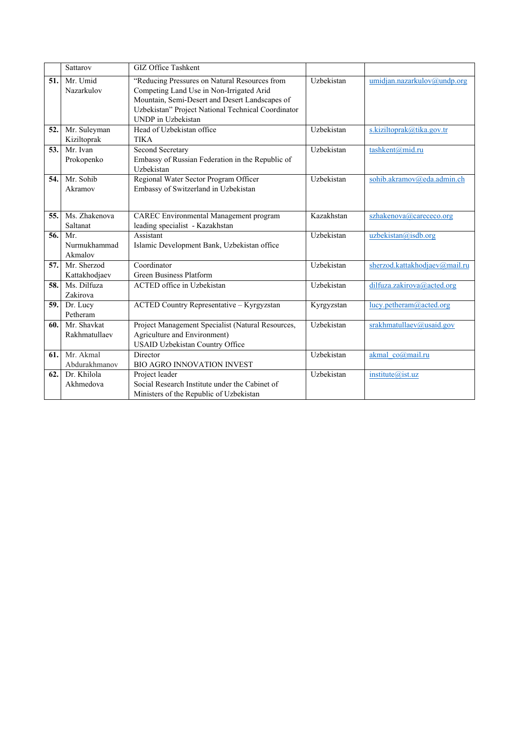|  | Sattarov | GIZ Office Tashkent |  |  |
|---|---|---|---|---|
| **51.** | Mr. Umid Nazarkulov | "Reducing Pressures on Natural Resources from Competing Land Use in Non-Irrigated Arid Mountain, Semi-Desert and Desert Landscapes of Uzbekistan" Project National Technical Coordinator UNDP in Uzbekistan | Uzbekistan | umidjan.nazarkulov@undp.org |
| **52.** | Mr. Suleyman Kiziltoprak | Head of Uzbekistan office TIKA | Uzbekistan | s.kiziltoprak@tika.gov.tr |
| **53.** | Mr. Ivan Prokopenko | Second Secretary Embassy of Russian Federation in the Republic of Uzbekistan | Uzbekistan | tashkent@mid.ru |
| **54.** | Mr. Sohib Akramov | Regional Water Sector Program Officer Embassy of Switzerland in Uzbekistan | Uzbekistan | sohib.akramov@eda.admin.ch |
| **55.** | Ms. Zhakenova Saltanat | CAREC Environmental Management program leading specialist - Kazakhstan | Kazakhstan | szhakenova@carececo.org |
| **56.** | Mr. Nurmukhammad Akmalov | Assistant Islamic Development Bank, Uzbekistan office | Uzbekistan | uzbekistan@isdb.org |
| **57.** | Mr. Sherzod Kattakhodjaev | Coordinator Green Business Platform | Uzbekistan | sherzod.kattakhodjaev@mail.ru |
| **58.** | Ms. Dilfuza Zakirova | ACTED office in Uzbekistan | Uzbekistan | dilfuza.zakirova@acted.org |
| **59.** | Dr. Lucy Petheram | ACTED Country Representative – Kyrgyzstan | Kyrgyzstan | lucy.petheram@acted.org |
| **60.** | Mr. Shavkat Rakhmatullaev | Project Management Specialist (Natural Resources, Agriculture and Environment) USAID Uzbekistan Country Office | Uzbekistan | srakhmatullaev@usaid.gov |
| **61.** | Mr. Akmal Abdurakhmanov | Director BIO AGRO INNOVATION INVEST | Uzbekistan | akmal_co@mail.ru |
| **62.** | Dr. Khilola Akhmedova | Project leader Social Research Institute under the Cabinet of Ministers of the Republic of Uzbekistan | Uzbekistan | institute@ist.uz |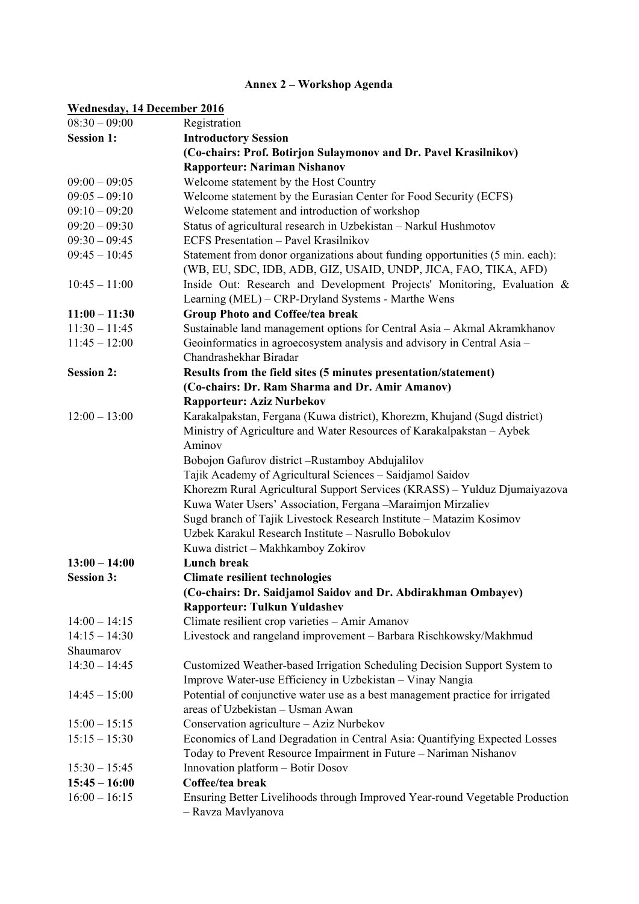## Annex 2 – Workshop Agenda

**Wednesday, 14 December 2016**

| | |
|---|---|
| 08:30 – 09:00 | Registration |
| **Session 1:** | **Introductory Session** |
| | **(Co-chairs: Prof. Botirjon Sulaymonov and Dr. Pavel Krasilnikov)** |
| | **Rapporteur: Nariman Nishanov** |
| 09:00 – 09:05 | Welcome statement by the Host Country |
| 09:05 – 09:10 | Welcome statement by the Eurasian Center for Food Security (ECFS) |
| 09:10 – 09:20 | Welcome statement and introduction of workshop |
| 09:20 – 09:30 | Status of agricultural research in Uzbekistan – Narkul Hushmotov |
| 09:30 – 09:45 | ECFS Presentation – Pavel Krasilnikov |
| 09:45 – 10:45 | Statement from donor organizations about funding opportunities (5 min. each): (WB, EU, SDC, IDB, ADB, GIZ, USAID, UNDP, JICA, FAO, TIKA, AFD) |
| 10:45 – 11:00 | Inside Out: Research and Development Projects' Monitoring, Evaluation & Learning (MEL) – CRP-Dryland Systems - Marthe Wens |
| **11:00 – 11:30** | **Group Photo and Coffee/tea break** |
| 11:30 – 11:45 | Sustainable land management options for Central Asia – Akmal Akramkhanov |
| 11:45 – 12:00 | Geoinformatics in agroecosystem analysis and advisory in Central Asia – Chandrashekhar Biradar |
| **Session 2:** | **Results from the field sites (5 minutes presentation/statement)** |
| | **(Co-chairs: Dr. Ram Sharma and Dr. Amir Amanov)** |
| | **Rapporteur: Aziz Nurbekov** |
| 12:00 – 13:00 | Karakalpakstan, Fergana (Kuwa district), Khorezm, Khujand (Sugd district) |
| | Ministry of Agriculture and Water Resources of Karakalpakstan – Aybek Aminov |
| | Bobojon Gafurov district –Rustamboy Abdujalilov |
| | Tajik Academy of Agricultural Sciences – Saidjamol Saidov |
| | Khorezm Rural Agricultural Support Services (KRASS) – Yulduz Djumaiyazova |
| | Kuwa Water Users' Association, Fergana –Maraimjon Mirzaliev |
| | Sugd branch of Tajik Livestock Research Institute – Matazim Kosimov |
| | Uzbek Karakul Research Institute – Nasrullo Bobokulov |
| | Kuwa district – Makhkamboy Zokirov |
| **13:00 – 14:00** | **Lunch break** |
| **Session 3:** | **Climate resilient technologies** |
| | **(Co-chairs: Dr. Saidjamol Saidov and Dr. Abdirakhman Ombayev)** |
| | **Rapporteur: Tulkun Yuldashev** |
| 14:00 – 14:15 | Climate resilient crop varieties – Amir Amanov |
| 14:15 – 14:30 | Livestock and rangeland improvement – Barbara Rischkowsky/Makhmud Shaumarov |
| 14:30 – 14:45 | Customized Weather-based Irrigation Scheduling Decision Support System to Improve Water-use Efficiency in Uzbekistan – Vinay Nangia |
| 14:45 – 15:00 | Potential of conjunctive water use as a best management practice for irrigated areas of Uzbekistan – Usman Awan |
| 15:00 – 15:15 | Conservation agriculture – Aziz Nurbekov |
| 15:15 – 15:30 | Economics of Land Degradation in Central Asia: Quantifying Expected Losses Today to Prevent Resource Impairment in Future – Nariman Nishanov |
| 15:30 – 15:45 | Innovation platform – Botir Dosov |
| **15:45 – 16:00** | **Coffee/tea break** |
| 16:00 – 16:15 | Ensuring Better Livelihoods through Improved Year-round Vegetable Production – Ravza Mavlyanova |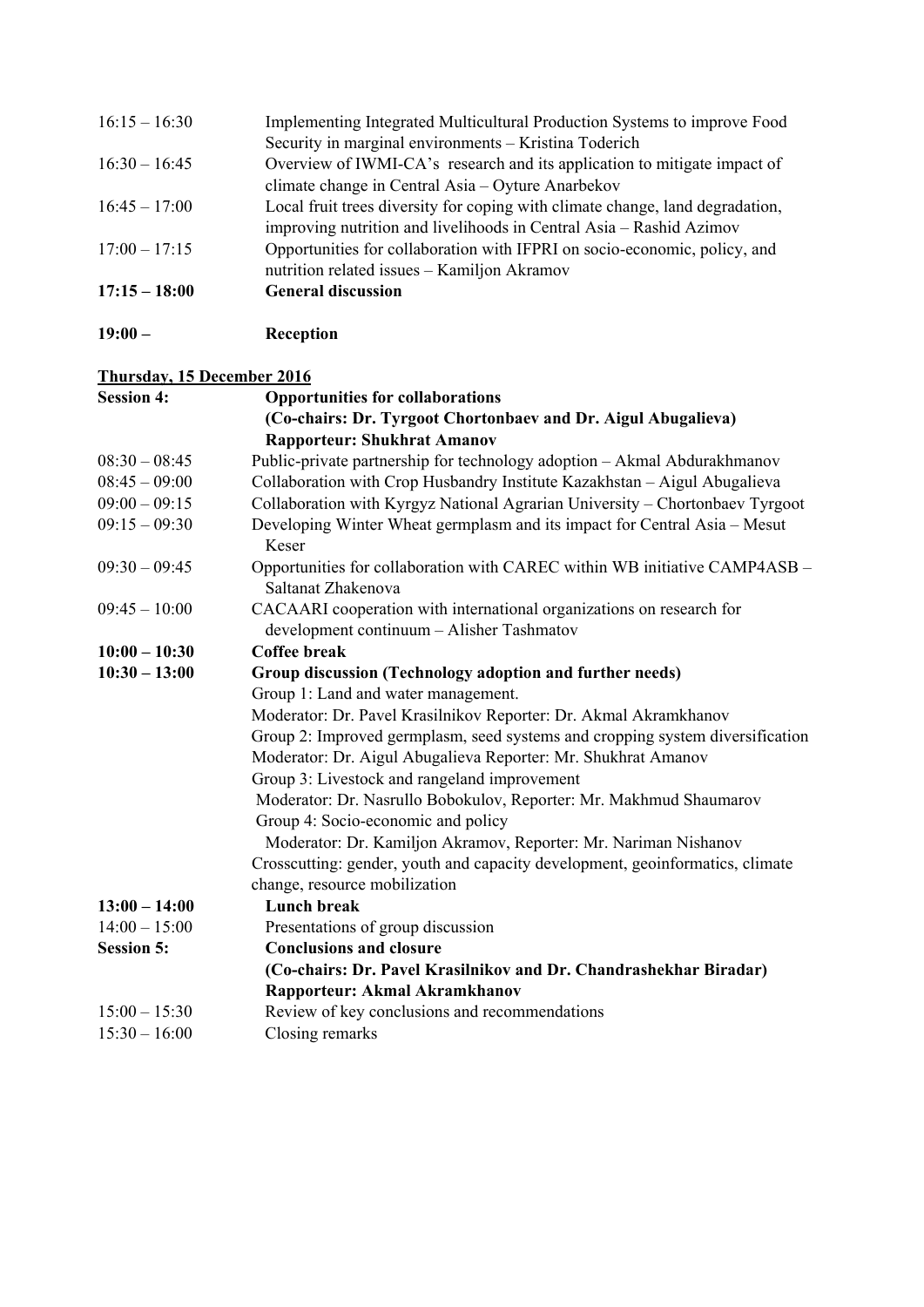| | |
|---|---|
| 16:15 – 16:30 | Implementing Integrated Multicultural Production Systems to improve Food Security in marginal environments – Kristina Toderich |
| 16:30 – 16:45 | Overview of IWMI-CA's research and its application to mitigate impact of climate change in Central Asia – Oyture Anarbekov |
| 16:45 – 17:00 | Local fruit trees diversity for coping with climate change, land degradation, improving nutrition and livelihoods in Central Asia – Rashid Azimov |
| 17:00 – 17:15 | Opportunities for collaboration with IFPRI on socio-economic, policy, and nutrition related issues – Kamiljon Akramov |
| **17:15 – 18:00** | **General discussion** |
| **19:00 –** | **Reception** |

**<u>Thursday, 15 December 2016</u>**

| | |
|---|---|
| **Session 4:** | **Opportunities for collaborations** |
| | **(Co-chairs: Dr. Tyrgoot Chortonbaev and Dr. Aigul Abugalieva)** |
| | **Rapporteur: Shukhrat Amanov** |
| 08:30 – 08:45 | Public-private partnership for technology adoption – Akmal Abdurakhmanov |
| 08:45 – 09:00 | Collaboration with Crop Husbandry Institute Kazakhstan – Aigul Abugalieva |
| 09:00 – 09:15 | Collaboration with Kyrgyz National Agrarian University – Chortonbaev Tyrgoot |
| 09:15 – 09:30 | Developing Winter Wheat germplasm and its impact for Central Asia – Mesut Keser |
| 09:30 – 09:45 | Opportunities for collaboration with CAREC within WB initiative CAMP4ASB – Saltanat Zhakenova |
| 09:45 – 10:00 | CACAARI cooperation with international organizations on research for development continuum – Alisher Tashmatov |
| **10:00 – 10:30** | **Coffee break** |
| **10:30 – 13:00** | **Group discussion (Technology adoption and further needs)** |
| | Group 1: Land and water management. |
| | Moderator: Dr. Pavel Krasilnikov Reporter: Dr. Akmal Akramkhanov |
| | Group 2: Improved germplasm, seed systems and cropping system diversification |
| | Moderator: Dr. Aigul Abugalieva Reporter: Mr. Shukhrat Amanov |
| | Group 3: Livestock and rangeland improvement |
| | Moderator: Dr. Nasrullo Bobokulov, Reporter: Mr. Makhmud Shaumarov |
| | Group 4: Socio-economic and policy |
| | Moderator: Dr. Kamiljon Akramov, Reporter: Mr. Nariman Nishanov |
| | Crosscutting: gender, youth and capacity development, geoinformatics, climate change, resource mobilization |
| **13:00 – 14:00** | **Lunch break** |
| 14:00 – 15:00 | Presentations of group discussion |
| **Session 5:** | **Conclusions and closure** |
| | **(Co-chairs: Dr. Pavel Krasilnikov and Dr. Chandrashekhar Biradar)** |
| | **Rapporteur: Akmal Akramkhanov** |
| 15:00 – 15:30 | Review of key conclusions and recommendations |
| 15:30 – 16:00 | Closing remarks |